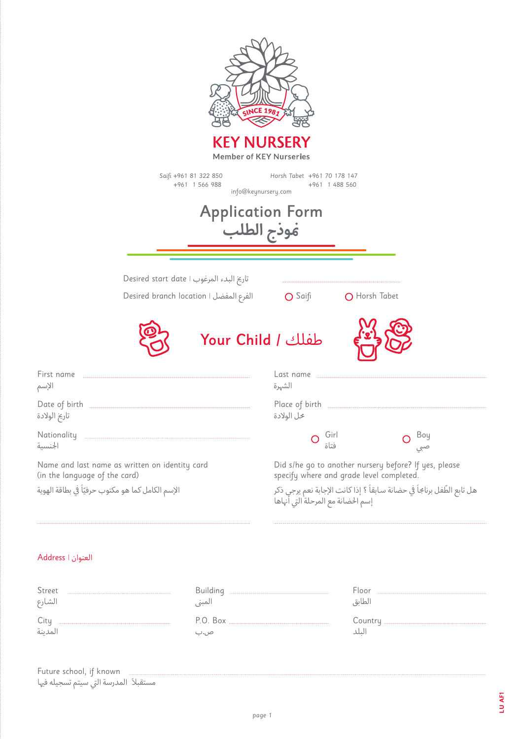# KEY NURSERY

Member of KEY Nurseries

Saifi +961 81 322 850
+961 1 566 988

Horsh Tabet +961 70 178 147
+961 1 488 560

info@keynursery.com

## Application Form
## نموذج الطلب

Desired start date | تاريخ البدء المرغوب ..................

Desired branch location | الفرع المفضل ○ Saifi ○ Horsh Tabet

## Your Child / طفلك

First name الإسم ..................

Last name الشهرة ..................

Date of birth تاريخ الولادة ..................

Place of birth محل الولادة ..................

Nationality الجنسية ..................

○ Girl فتاة ○ Boy صبي

Name and last name as written on identity card (in the language of the card)

الإسم الكامل كما هو مكتوب حرفيّاً في بطاقة الهوية

..................

Did s/he go to another nursery before? If yes, please specify where and grade level completed.

هل تابع الطّفل برنامجاً في حضانة سابقاً ؟ إذا كانت الإجابة نعم يرجى ذكر إسم الحضانة مع المرحلة التي أنهاها

..................

### Address | العنوان

Street الشارع ..................

Building المبنى ..................

Floor الطابق ..................

City المدينة ..................

P.O. Box ص.ب ..................

Country البلد ..................

Future school, if known مستقبلاً المدرسة التي سيتم تسجيله فيها ..................

LU AF1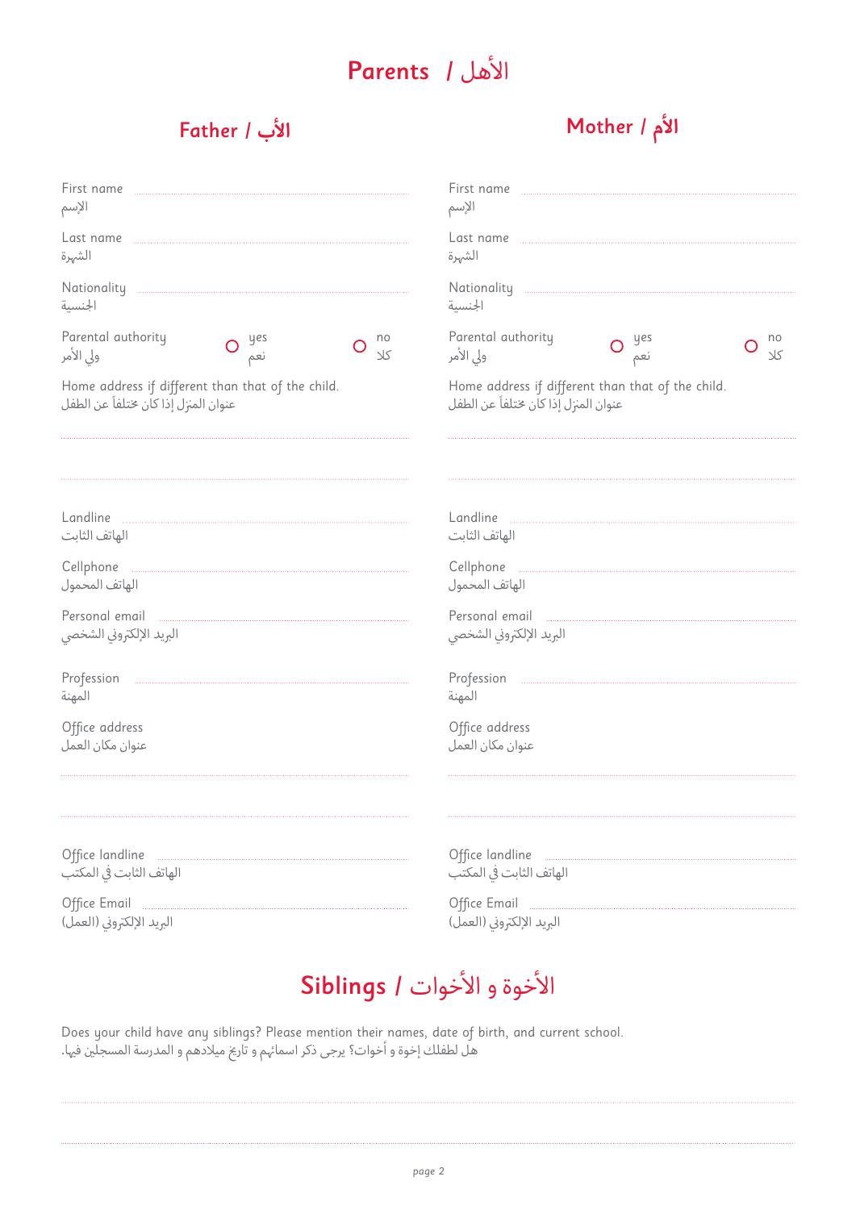# Parents / الأهل

## Father / الأب

First name
الإسم
..............................

Last name
الشهرة
..............................

Nationality
الجنسية
..............................

Parental authority
ولي الأمر
○ yes نعم ○ no كلا

Home address if different than that of the child.
عنوان المنزل إذا كان مختلفاً عن الطفل
..............................
..............................

Landline
الهاتف الثابت
..............................

Cellphone
الهاتف المحمول
..............................

Personal email
البريد الإلكتروني الشخصي
..............................

Profession
المهنة
..............................

Office address
عنوان مكان العمل
..............................
..............................

Office landline
الهاتف الثابت في المكتب
..............................

Office Email
البريد الإلكتروني (العمل)
..............................

## Mother / الأم

First name
الإسم
..............................

Last name
الشهرة
..............................

Nationality
الجنسية
..............................

Parental authority
ولي الأمر
○ yes نعم ○ no كلا

Home address if different than that of the child.
عنوان المنزل إذا كان مختلفاً عن الطفل
..............................
..............................

Landline
الهاتف الثابت
..............................

Cellphone
الهاتف المحمول
..............................

Personal email
البريد الإلكتروني الشخصي
..............................

Profession
المهنة
..............................

Office address
عنوان مكان العمل
..............................
..............................

Office landline
الهاتف الثابت في المكتب
..............................

Office Email
البريد الإلكتروني (العمل)
..............................

# Siblings / الأخوة و الأخوات

Does your child have any siblings? Please mention their names, date of birth, and current school.
هل لطفلك إخوة و أخوات؟ يرجى ذكر اسمائهم و تاريخ ميلادهم و المدرسة المسجلين فيها.

..............................
..............................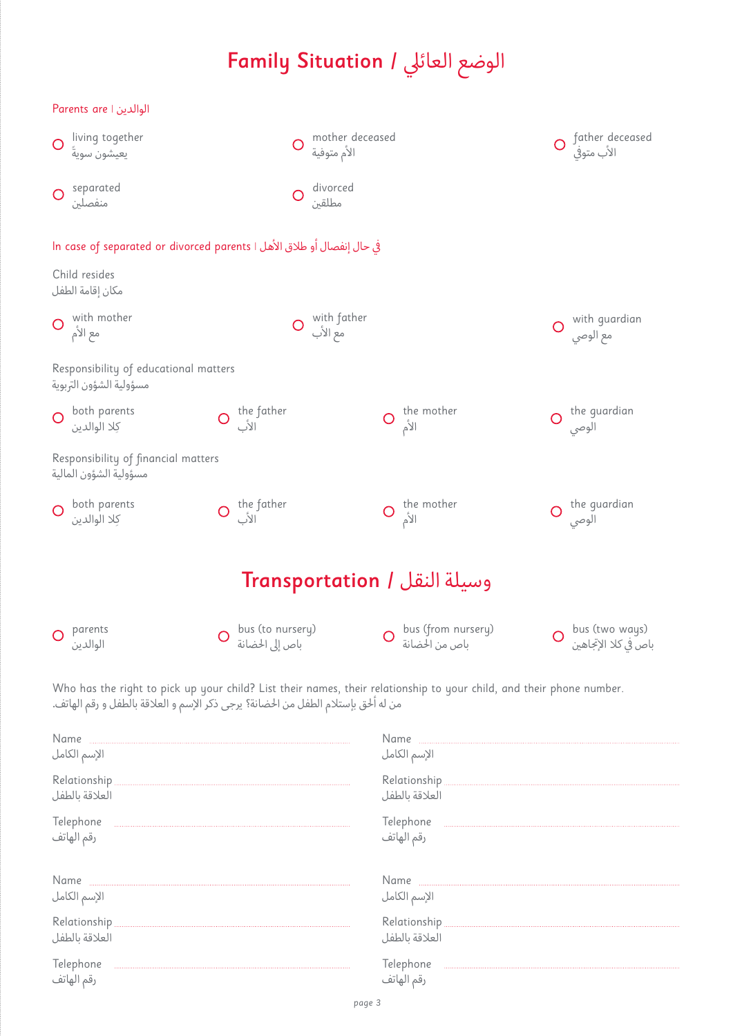# Family Situation / الوضع العائلي

Parents are | الوالدين

- ○ living together
  يعيشون سويةً
- ○ mother deceased
  الأم متوفية
- ○ father deceased
  الأب متوفي
- ○ separated
  منفصلين
- ○ divorced
  مطلقين

In case of separated or divorced parents | في حال إنفصال أو طلاق الأهل

Child resides
مكان إقامة الطفل

- ○ with mother
  مع الأم
- ○ with father
  مع الأب
- ○ with guardian
  مع الوصي

Responsibility of educational matters
مسؤولية الشؤون التربوية

- ○ both parents
  كِلا الوالدين
- ○ the father
  الأب
- ○ the mother
  الأم
- ○ the guardian
  الوصي

Responsibility of financial matters
مسؤولية الشؤون المالية

- ○ both parents
  كِلا الوالدين
- ○ the father
  الأب
- ○ the mother
  الأم
- ○ the guardian
  الوصي

# Transportation / وسيلة النقل

- ○ parents
  الوالدين
- ○ bus (to nursery)
  باص إلى الحضانة
- ○ bus (from nursery)
  باص من الحضانة
- ○ bus (two ways)
  باص في كلا الإتجاهين

Who has the right to pick up your child? List their names, their relationship to your child, and their phone number.
من له أحق بإستلام الطفل من الحضانة؟ يرجى ذكر الإسم و العلاقة بالطفل و رقم الهاتف.

Name ..............................
الإسم الكامل

Relationship ..............................
العلاقة بالطفل

Telephone ..............................
رقم الهاتف

Name ..............................
الإسم الكامل

Relationship ..............................
العلاقة بالطفل

Telephone ..............................
رقم الهاتف

Name ..............................
الإسم الكامل

Relationship ..............................
العلاقة بالطفل

Telephone ..............................
رقم الهاتف

Name ..............................
الإسم الكامل

Relationship ..............................
العلاقة بالطفل

Telephone ..............................
رقم الهاتف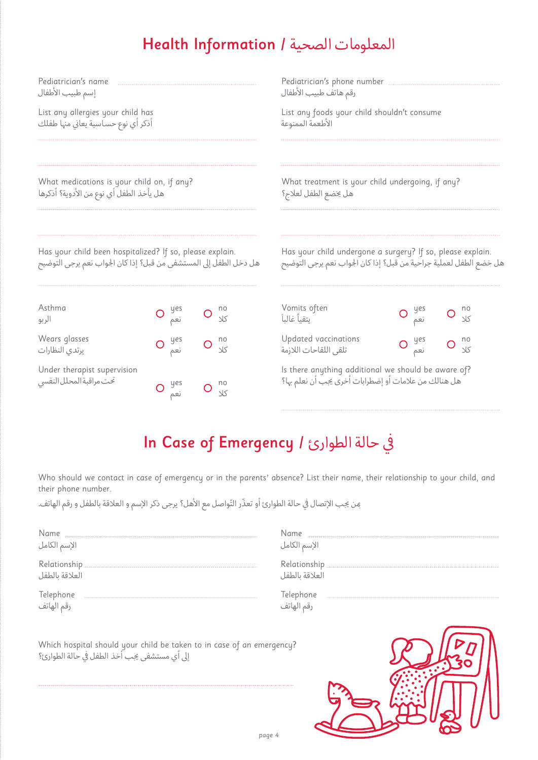# Health Information / المعلومات الصحية

Pediatrician's name
إسم طبيب الأطفال

Pediatrician's phone number
رقم هاتف طبيب الأطفال

List any allergies your child has
أذكر أي نوع حساسية يعاني منها طفلك

List any foods your child shouldn't consume
الأطعمة الممنوعة

What medications is your child on, if any?
هل يأخذ الطفل أي نوع من الأدوية؟ أذكرها

What treatment is your child undergoing, if any?
هل يخضع الطفل لعلاج؟

Has your child been hospitalized? If so, please explain.
هل دخل الطفل إلى المستشفى من قبل؟ إذا كان الجواب نعم يرجى التوضيح

Has your child undergone a surgery? If so, please explain.
هل خضع الطفل لعملية جراحية من قبل؟ إذا كان الجواب نعم يرجى التوضيح

| | | |
|---|---|---|
| Asthma / الربو | ○ yes / نعم | ○ no / كلا |
| Wears glasses / يرتدي النظارات | ○ yes / نعم | ○ no / كلا |
| Under therapist supervision / تحت مراقبة المحلل النفسي | ○ yes / نعم | ○ no / كلا |
| Vomits often / يتقيأ غالباً | ○ yes / نعم | ○ no / كلا |
| Updated vaccinations / تلقى اللقاحات اللازمة | ○ yes / نعم | ○ no / كلا |

Is there anything additional we should be aware of?
هل هنالك من علامات أو إضطرابات أخرى يجب أن نعلم بها؟

# In Case of Emergency / في حالة الطوارئ

Who should we contact in case of emergency or in the parents' absence? List their name, their relationship to your child, and their phone number.

بمن يجب الإتصال في حالة الطوارئ أو تعذّر التّواصل مع الأهل؟ يرجى ذكر الإسم و العلاقة بالطفل و رقم الهاتف.

Name
الإسم الكامل

Relationship
العلاقة بالطفل

Telephone
رقم الهاتف

Name
الإسم الكامل

Relationship
العلاقة بالطفل

Telephone
رقم الهاتف

Which hospital should your child be taken to in case of an emergency?
إلى أي مستشفى يجب أخذ الطفل في حالة الطوارئ؟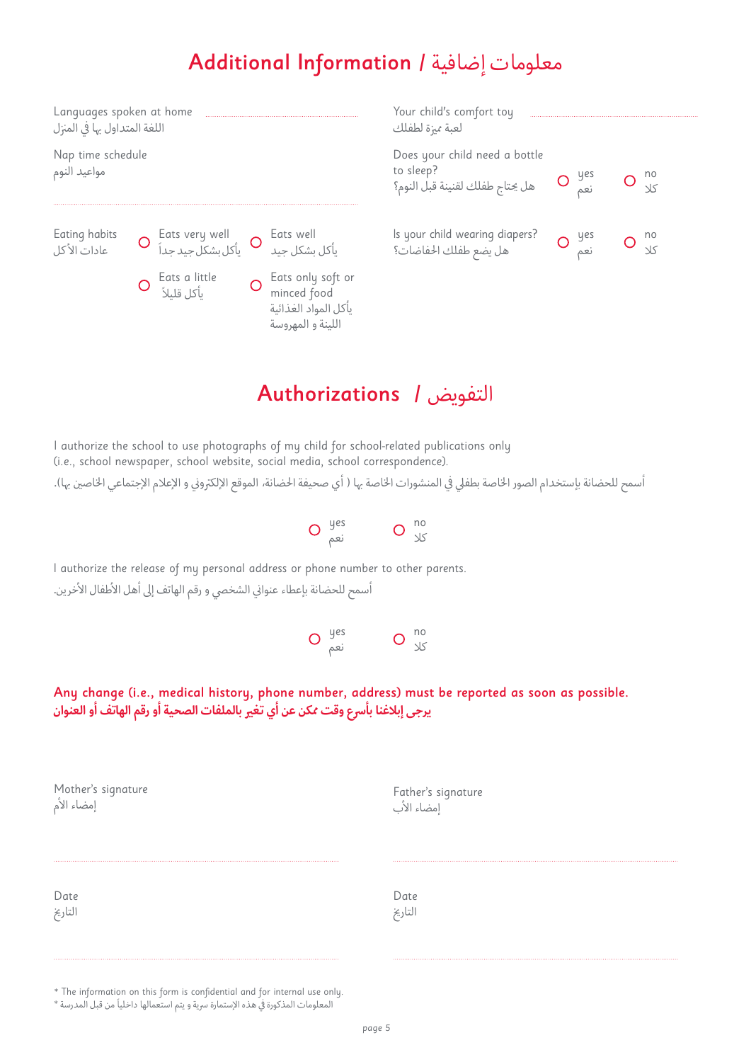# Additional Information / معلومات إضافية

Languages spoken at home
اللغة المتداول بها في المنزل

Your child's comfort toy
لعبة مميزة لطفلك

Nap time schedule
مواعيد النوم

Does your child need a bottle to sleep?
هل يحتاج طفلك لقنينة قبل النوم؟
○ yes نعم ○ no كلا

Eating habits
عادات الأكل
○ Eats very well يأكل بشكل جيد جداً
○ Eats well يأكل بشكل جيد
○ Eats a little يأكل قليلاً
○ Eats only soft or minced food يأكل المواد الغذائية اللينة و المهروسة

Is your child wearing diapers?
هل يضع طفلك الحفاضات؟
○ yes نعم ○ no كلا

# Authorizations / التفويض

I authorize the school to use photographs of my child for school-related publications only (i.e., school newspaper, school website, social media, school correspondence).
أسمح للحضانة بإستخدام الصور الخاصة بطفلي في المنشورات الخاصة بها ( أي صحيفة الحضانة، الموقع الإلكتروني و الإعلام الإجتماعي الخاصين بها).

○ yes نعم ○ no كلا

I authorize the release of my personal address or phone number to other parents.
أسمح للحضانة بإعطاء عنواني الشخصي و رقم الهاتف إلى أهل الأطفال الأخرين.

○ yes نعم ○ no كلا

**Any change (i.e., medical history, phone number, address) must be reported as soon as possible.**
**يرجى إبلاغنا بأسرع وقت ممكن عن أي تغير بالملفات الصحية أو رقم الهاتف أو العنوان**

Mother's signature
إمضاء الأم

Father's signature
إمضاء الأب

Date
التاريخ

Date
التاريخ

* The information on this form is confidential and for internal use only.
* المعلومات المذكورة في هذه الإستمارة سرية و يتم استعمالها داخلياً من قبل المدرسة